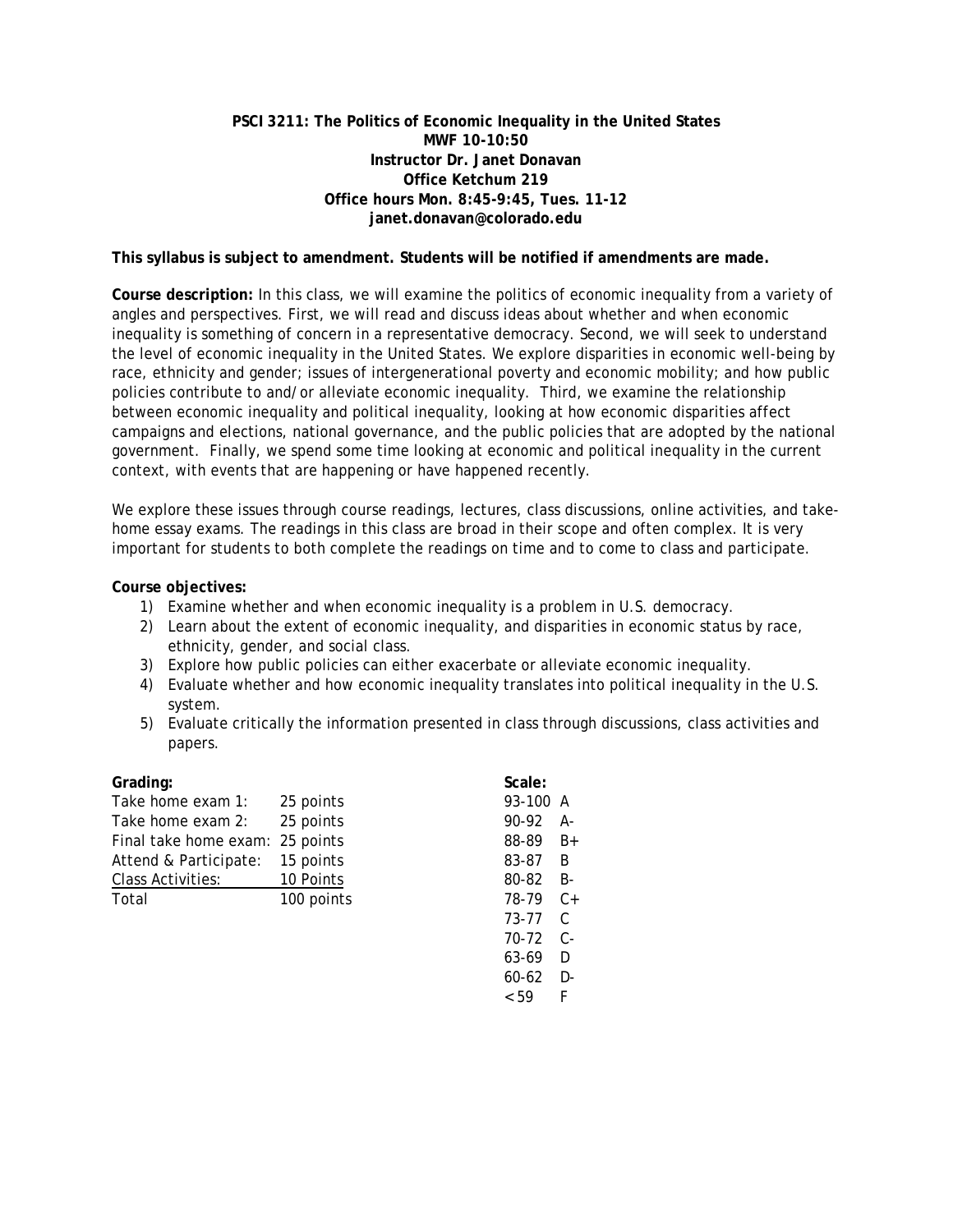**PSCI 3211: The Politics of Economic Inequality in the United States**
**MWF 10-10:50**
**Instructor Dr. Janet Donavan**
**Office Ketchum 219**
**Office hours Mon. 8:45-9:45, Tues. 11-12**
**janet.donavan@colorado.edu**

**This syllabus is subject to amendment. Students will be notified if amendments are made.**

**Course description:** In this class, we will examine the politics of economic inequality from a variety of angles and perspectives. First, we will read and discuss ideas about whether and when economic inequality is something of concern in a representative democracy. Second, we will seek to understand the level of economic inequality in the United States. We explore disparities in economic well-being by race, ethnicity and gender; issues of intergenerational poverty and economic mobility; and how public policies contribute to and/or alleviate economic inequality. Third, we examine the relationship between economic inequality and political inequality, looking at how economic disparities affect campaigns and elections, national governance, and the public policies that are adopted by the national government. Finally, we spend some time looking at economic and political inequality in the current context, with events that are happening or have happened recently.

We explore these issues through course readings, lectures, class discussions, online activities, and take-home essay exams. The readings in this class are broad in their scope and often complex. It is very important for students to both complete the readings on time and to come to class and participate.

**Course objectives:**

1) Examine whether and when economic inequality is a problem in U.S. democracy.
2) Learn about the extent of economic inequality, and disparities in economic status by race, ethnicity, gender, and social class.
3) Explore how public policies can either exacerbate or alleviate economic inequality.
4) Evaluate whether and how economic inequality translates into political inequality in the U.S. system.
5) Evaluate critically the information presented in class through discussions, class activities and papers.

**Grading:**

| Component | Points |
|---|---|
| Take home exam 1: | 25 points |
| Take home exam 2: | 25 points |
| Final take home exam: | 25 points |
| Attend & Participate: | 15 points |
| Class Activities: | 10 Points |
| Total | 100 points |

**Scale:**

| Range | Grade |
|---|---|
| 93-100 | A |
| 90-92 | A- |
| 88-89 | B+ |
| 83-87 | B |
| 80-82 | B- |
| 78-79 | C+ |
| 73-77 | C |
| 70-72 | C- |
| 63-69 | D |
| 60-62 | D- |
| < 59 | F |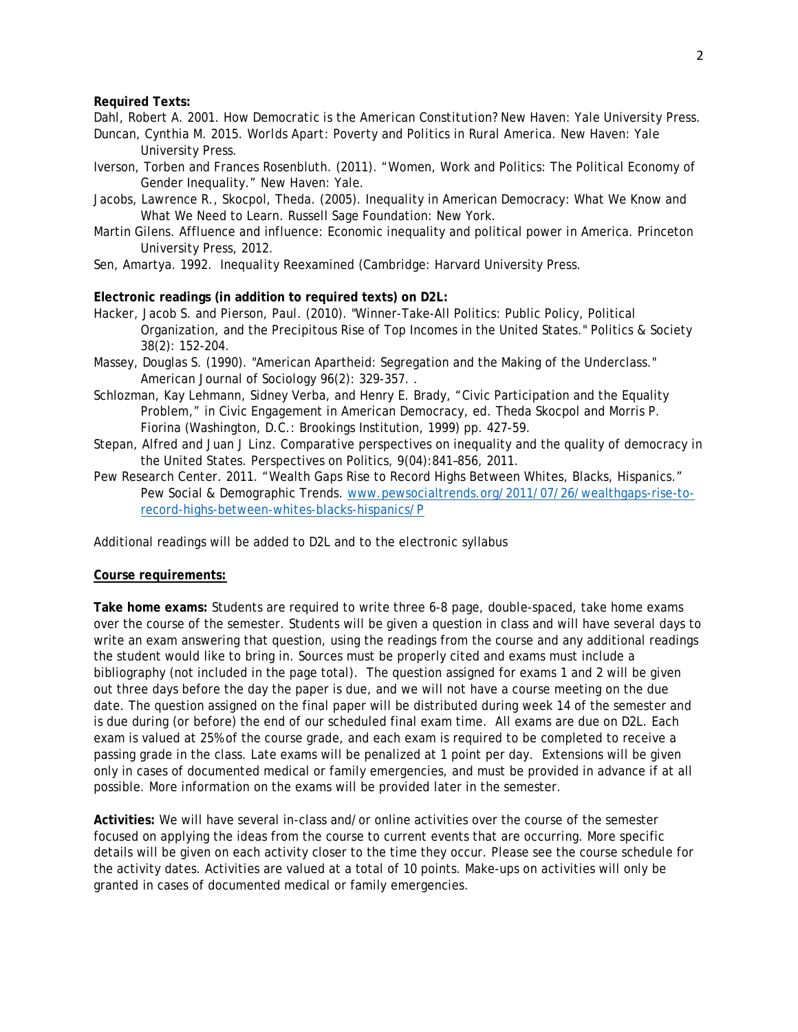**Required Texts:**

Dahl, Robert A. 2001. *How Democratic is the American Constitution?* New Haven: Yale University Press.

Duncan, Cynthia M. 2015. *Worlds Apart: Poverty and Politics in Rural America.* New Haven: Yale University Press.

Iverson, Torben and Frances Rosenbluth. (2011). "Women, Work and Politics: The Political Economy of Gender Inequality." New Haven: Yale.

Jacobs, Lawrence R., Skocpol, Theda. (2005). Inequality in American Democracy: What We Know and What We Need to Learn. Russell Sage Foundation: New York.

Martin Gilens. Affluence and influence: Economic inequality and political power in America. Princeton University Press, 2012.

Sen, Amartya. 1992. *Inequality Reexamined* (Cambridge: Harvard University Press.

**Electronic readings (in addition to required texts) on D2L:**

Hacker, Jacob S. and Pierson, Paul. (2010). "Winner-Take-All Politics: Public Policy, Political Organization, and the Precipitous Rise of Top Incomes in the United States." Politics & Society 38(2): 152-204.

Massey, Douglas S. (1990). "American Apartheid: Segregation and the Making of the Underclass." American Journal of Sociology 96(2): 329-357. .

Schlozman, Kay Lehmann, Sidney Verba, and Henry E. Brady, "Civic Participation and the Equality Problem," in Civic Engagement in American Democracy, ed. Theda Skocpol and Morris P. Fiorina (Washington, D.C.: Brookings Institution, 1999) pp. 427-59.

Stepan, Alfred and Juan J Linz. Comparative perspectives on inequality and the quality of democracy in the United States. Perspectives on Politics, 9(04):841–856, 2011.

Pew Research Center. 2011. "Wealth Gaps Rise to Record Highs Between Whites, Blacks, Hispanics." Pew Social & Demographic Trends. [www.pewsocialtrends.org/2011/07/26/wealthgaps-rise-to-record-highs-between-whites-blacks-hispanics/P](www.pewsocialtrends.org/2011/07/26/wealthgaps-rise-to-record-highs-between-whites-blacks-hispanics/P)

Additional readings will be added to D2L and to the electronic syllabus

**Course requirements:**

**Take home exams:** Students are required to write three 6-8 page, double-spaced, take home exams over the course of the semester. Students will be given a question in class and will have several days to write an exam answering that question, using the readings from the course and any additional readings the student would like to bring in. Sources must be properly cited and exams must include a bibliography (not included in the page total). The question assigned for exams 1 and 2 will be given out three days before the day the paper is due, and we will not have a course meeting on the due date. The question assigned on the final paper will be distributed during week 14 of the semester and is due during (or before) the end of our scheduled final exam time. All exams are due on D2L. Each exam is valued at 25% of the course grade, and each exam is required to be completed to receive a passing grade in the class. Late exams will be penalized at 1 point per day. Extensions will be given only in cases of documented medical or family emergencies, and must be provided in advance if at all possible. More information on the exams will be provided later in the semester.

**Activities:** We will have several in-class and/or online activities over the course of the semester focused on applying the ideas from the course to current events that are occurring. More specific details will be given on each activity closer to the time they occur. Please see the course schedule for the activity dates. Activities are valued at a total of 10 points. Make-ups on activities will only be granted in cases of documented medical or family emergencies.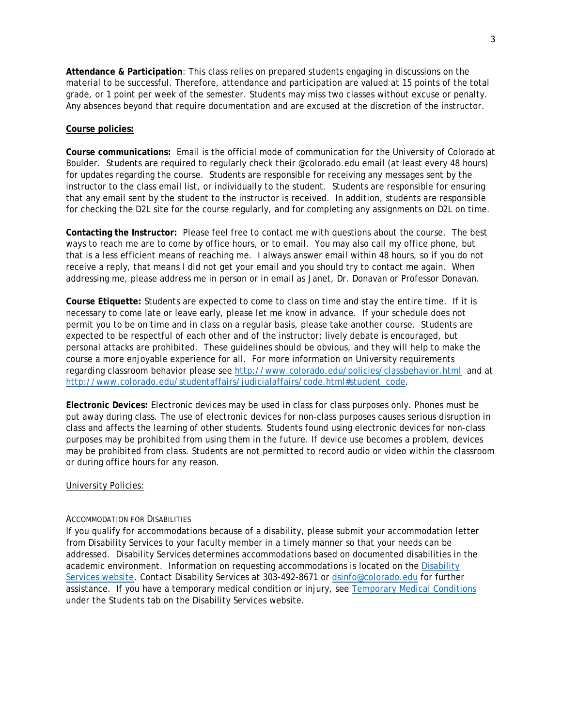**Attendance & Participation**: This class relies on prepared students engaging in discussions on the material to be successful. Therefore, attendance and participation are valued at 15 points of the total grade, or 1 point per week of the semester. Students may miss two classes without excuse or penalty. Any absences beyond that require documentation and are excused at the discretion of the instructor.

**Course policies:**

**Course communications:** Email is the official mode of communication for the University of Colorado at Boulder. Students are required to regularly check their @colorado.edu email (at least every 48 hours) for updates regarding the course. Students are responsible for receiving any messages sent by the instructor to the class email list, or individually to the student. Students are responsible for ensuring that any email sent by the student to the instructor is received. In addition, students are responsible for checking the D2L site for the course regularly, and for completing any assignments on D2L on time.

**Contacting the Instructor:** Please feel free to contact me with questions about the course. The best ways to reach me are to come by office hours, or to email. You may also call my office phone, but that is a less efficient means of reaching me. I always answer email within 48 hours, so if you do not receive a reply, that means I did not get your email and you should try to contact me again. When addressing me, please address me in person or in email as Janet, Dr. Donavan or Professor Donavan.

**Course Etiquette:** Students are expected to come to class on time and stay the entire time. If it is necessary to come late or leave early, please let me know in advance. If your schedule does not permit you to be on time and in class on a regular basis, please take another course. Students are expected to be respectful of each other and of the instructor; lively debate is encouraged, but personal attacks are prohibited. These guidelines should be obvious, and they will help to make the course a more enjoyable experience for all. For more information on University requirements regarding classroom behavior please see http://www.colorado.edu/policies/classbehavior.html and at http://www.colorado.edu/studentaffairs/judicialaffairs/code.html#student_code.

**Electronic Devices:** Electronic devices may be used in class for class purposes only. Phones must be put away during class. The use of electronic devices for non-class purposes causes serious disruption in class and affects the learning of other students. Students found using electronic devices for non-class purposes may be prohibited from using them in the future. If device use becomes a problem, devices may be prohibited from class. Students are not permitted to record audio or video within the classroom or during office hours for any reason.

University Policies:

ACCOMMODATION FOR DISABILITIES

If you qualify for accommodations because of a disability, please submit your accommodation letter from Disability Services to your faculty member in a timely manner so that your needs can be addressed. Disability Services determines accommodations based on documented disabilities in the academic environment. Information on requesting accommodations is located on the Disability Services website. Contact Disability Services at 303-492-8671 or dsinfo@colorado.edu for further assistance. If you have a temporary medical condition or injury, see Temporary Medical Conditions under the Students tab on the Disability Services website.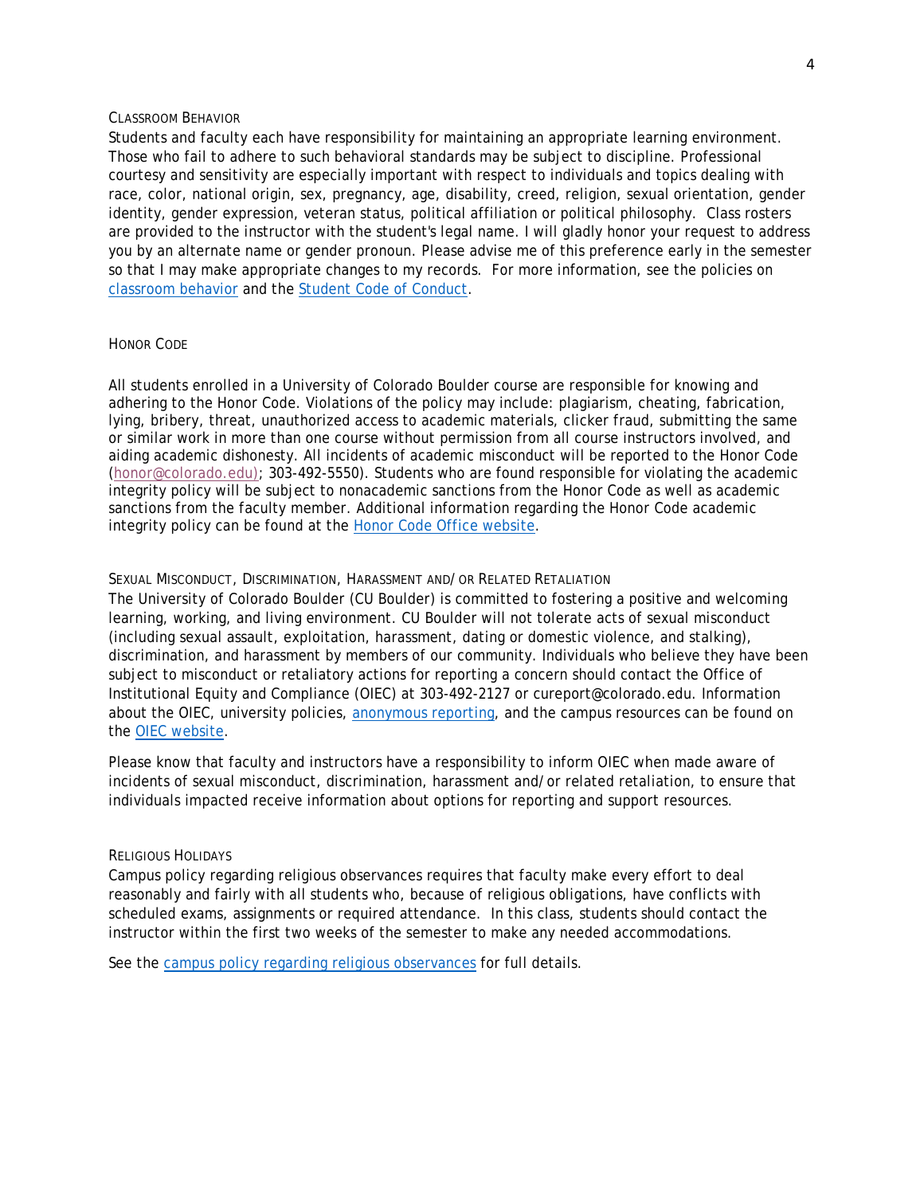### Classroom Behavior

Students and faculty each have responsibility for maintaining an appropriate learning environment. Those who fail to adhere to such behavioral standards may be subject to discipline. Professional courtesy and sensitivity are especially important with respect to individuals and topics dealing with race, color, national origin, sex, pregnancy, age, disability, creed, religion, sexual orientation, gender identity, gender expression, veteran status, political affiliation or political philosophy. Class rosters are provided to the instructor with the student's legal name. I will gladly honor your request to address you by an alternate name or gender pronoun. Please advise me of this preference early in the semester so that I may make appropriate changes to my records. For more information, see the policies on classroom behavior and the Student Code of Conduct.

### Honor Code

All students enrolled in a University of Colorado Boulder course are responsible for knowing and adhering to the Honor Code. Violations of the policy may include: plagiarism, cheating, fabrication, lying, bribery, threat, unauthorized access to academic materials, clicker fraud, submitting the same or similar work in more than one course without permission from all course instructors involved, and aiding academic dishonesty. All incidents of academic misconduct will be reported to the Honor Code (honor@colorado.edu); 303-492-5550). Students who are found responsible for violating the academic integrity policy will be subject to nonacademic sanctions from the Honor Code as well as academic sanctions from the faculty member. Additional information regarding the Honor Code academic integrity policy can be found at the Honor Code Office website.

### Sexual Misconduct, Discrimination, Harassment and/or Related Retaliation

The University of Colorado Boulder (CU Boulder) is committed to fostering a positive and welcoming learning, working, and living environment. CU Boulder will not tolerate acts of sexual misconduct (including sexual assault, exploitation, harassment, dating or domestic violence, and stalking), discrimination, and harassment by members of our community. Individuals who believe they have been subject to misconduct or retaliatory actions for reporting a concern should contact the Office of Institutional Equity and Compliance (OIEC) at 303-492-2127 or cureport@colorado.edu. Information about the OIEC, university policies, anonymous reporting, and the campus resources can be found on the OIEC website.

Please know that faculty and instructors have a responsibility to inform OIEC when made aware of incidents of sexual misconduct, discrimination, harassment and/or related retaliation, to ensure that individuals impacted receive information about options for reporting and support resources.

### Religious Holidays

Campus policy regarding religious observances requires that faculty make every effort to deal reasonably and fairly with all students who, because of religious obligations, have conflicts with scheduled exams, assignments or required attendance. In this class, students should contact the instructor within the first two weeks of the semester to make any needed accommodations.

See the campus policy regarding religious observances for full details.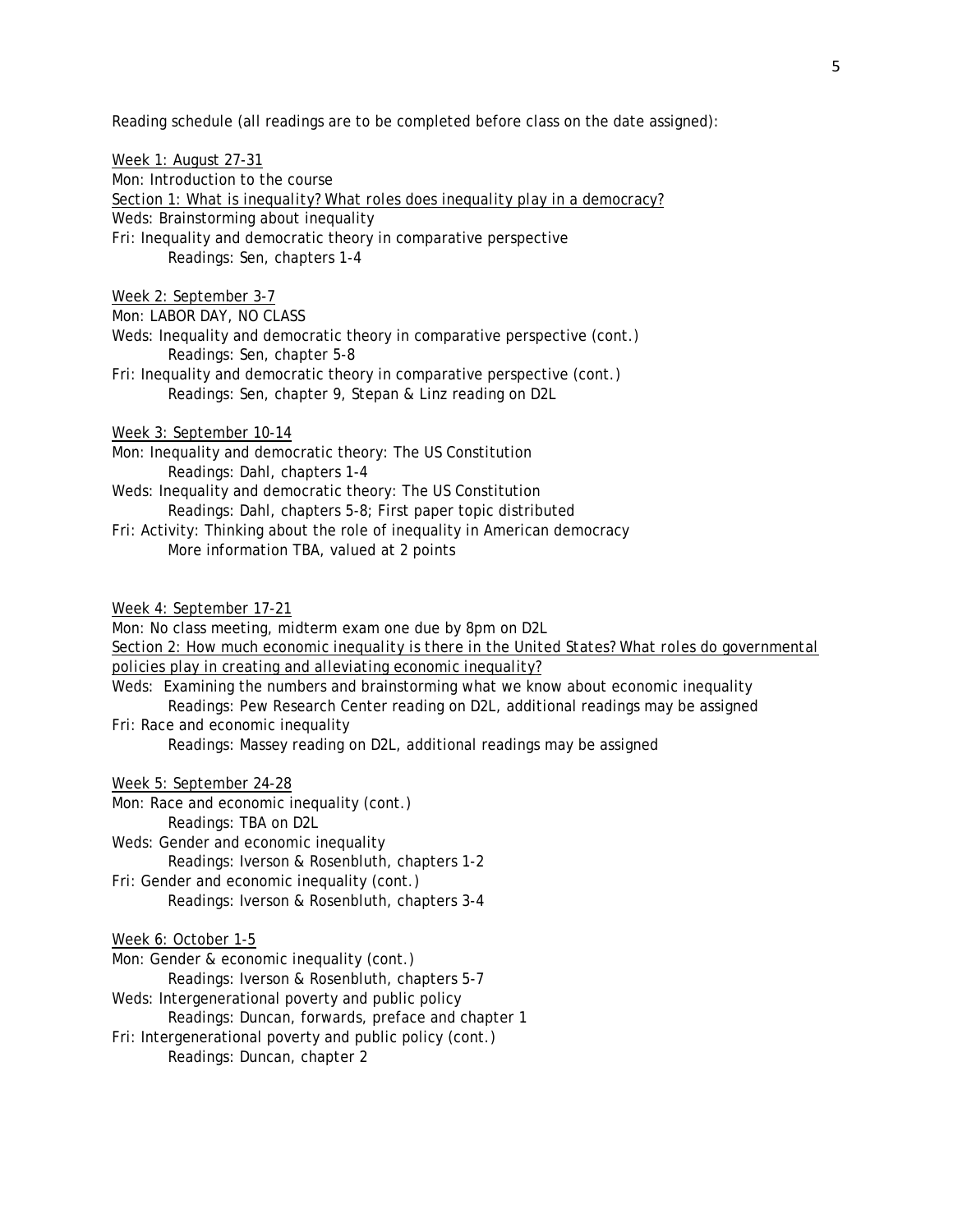Reading schedule (all readings are to be completed before class on the date assigned):

Week 1: August 27-31

Mon: Introduction to the course

Section 1: What is inequality? What roles does inequality play in a democracy?

Weds: Brainstorming about inequality

Fri: Inequality and democratic theory in comparative perspective

  Readings: Sen, chapters 1-4

Week 2: September 3-7

Mon: LABOR DAY, NO CLASS

Weds: Inequality and democratic theory in comparative perspective (cont.)

  Readings: Sen, chapter 5-8

Fri: Inequality and democratic theory in comparative perspective (cont.)

  Readings: Sen, chapter 9, Stepan & Linz reading on D2L

Week 3: September 10-14

Mon: Inequality and democratic theory: The US Constitution

  Readings: Dahl, chapters 1-4

Weds: Inequality and democratic theory: The US Constitution

  Readings: Dahl, chapters 5-8; First paper topic distributed

Fri: Activity: Thinking about the role of inequality in American democracy

  More information TBA, valued at 2 points

Week 4: September 17-21

Mon: No class meeting, midterm exam one due by 8pm on D2L

Section 2: How much economic inequality is there in the United States? What roles do governmental policies play in creating and alleviating economic inequality?

Weds: Examining the numbers and brainstorming what we know about economic inequality

  Readings: Pew Research Center reading on D2L, additional readings may be assigned

Fri: Race and economic inequality

  Readings: Massey reading on D2L, additional readings may be assigned

Week 5: September 24-28

Mon: Race and economic inequality (cont.)

  Readings: TBA on D2L

Weds: Gender and economic inequality

  Readings: Iverson & Rosenbluth, chapters 1-2

Fri: Gender and economic inequality (cont.)

  Readings: Iverson & Rosenbluth, chapters 3-4

Week 6: October 1-5

Mon: Gender & economic inequality (cont.)

  Readings: Iverson & Rosenbluth, chapters 5-7

Weds: Intergenerational poverty and public policy

  Readings: Duncan, forwards, preface and chapter 1

Fri: Intergenerational poverty and public policy (cont.)

  Readings: Duncan, chapter 2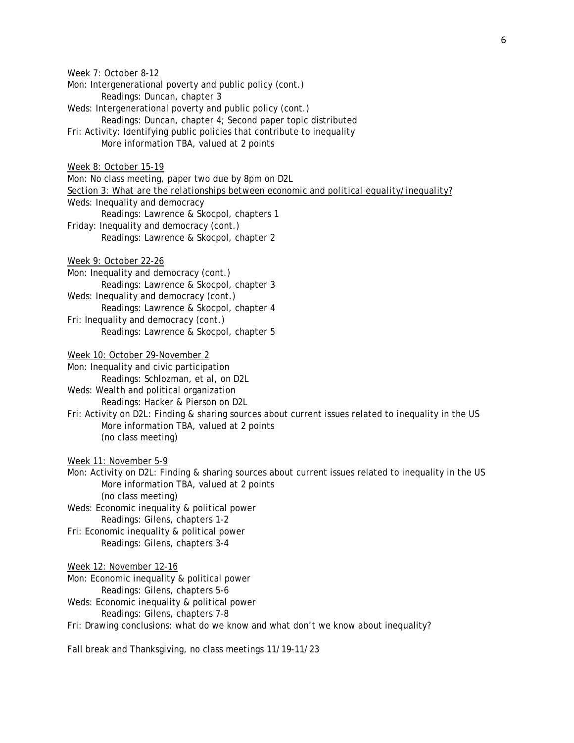Week 7: October 8-12

Mon: Intergenerational poverty and public policy (cont.)
   Readings: Duncan, chapter 3

Weds: Intergenerational poverty and public policy (cont.)
   Readings: Duncan, chapter 4; Second paper topic distributed

Fri: Activity: Identifying public policies that contribute to inequality
   More information TBA, valued at 2 points

Week 8: October 15-19

Mon: No class meeting, paper two due by 8pm on D2L

*Section 3: What are the relationships between economic and political equality/inequality?*

Weds: Inequality and democracy
   Readings: Lawrence & Skocpol, chapters 1

Friday: Inequality and democracy (cont.)
   Readings: Lawrence & Skocpol, chapter 2

Week 9: October 22-26

Mon: Inequality and democracy (cont.)
   Readings: Lawrence & Skocpol, chapter 3

Weds: Inequality and democracy (cont.)
   Readings: Lawrence & Skocpol, chapter 4

Fri: Inequality and democracy (cont.)
   Readings: Lawrence & Skocpol, chapter 5

Week 10: October 29-November 2

Mon: Inequality and civic participation
   Readings: Schlozman, et al, on D2L

Weds: Wealth and political organization
   Readings: Hacker & Pierson on D2L

Fri: Activity on D2L: Finding & sharing sources about current issues related to inequality in the US
   More information TBA, valued at 2 points
   (no class meeting)

Week 11: November 5-9

Mon: Activity on D2L: Finding & sharing sources about current issues related to inequality in the US
   More information TBA, valued at 2 points
   (no class meeting)

Weds: Economic inequality & political power
   Readings: Gilens, chapters 1-2

Fri: Economic inequality & political power
   Readings: Gilens, chapters 3-4

Week 12: November 12-16

Mon: Economic inequality & political power
   Readings: Gilens, chapters 5-6

Weds: Economic inequality & political power
   Readings: Gilens, chapters 7-8

Fri: Drawing conclusions: what do we know and what don't we know about inequality?

Fall break and Thanksgiving, no class meetings 11/19-11/23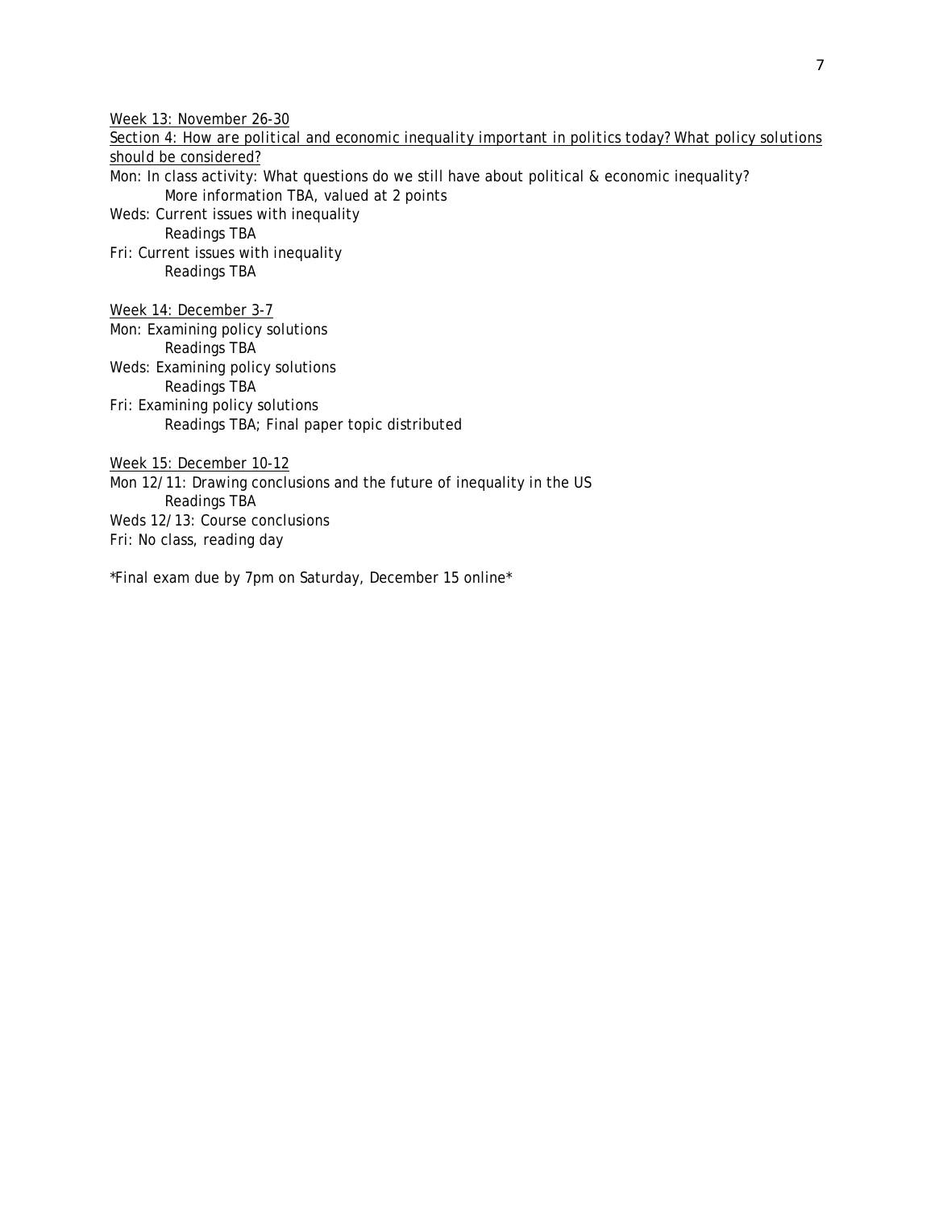Week 13: November 26-30

*Section 4: How are political and economic inequality important in politics today? What policy solutions should be considered?*

Mon: In class activity: What questions do we still have about political & economic inequality?
More information TBA, valued at 2 points

Weds: Current issues with inequality
Readings TBA

Fri: Current issues with inequality
Readings TBA

Week 14: December 3-7

Mon: Examining policy solutions
Readings TBA

Weds: Examining policy solutions
Readings TBA

Fri: Examining policy solutions
Readings TBA; Final paper topic distributed

Week 15: December 10-12

Mon 12/11: Drawing conclusions and the future of inequality in the US
Readings TBA

Weds 12/13: Course conclusions

Fri: No class, reading day

*Final exam due by 7pm on Saturday, December 15 online*